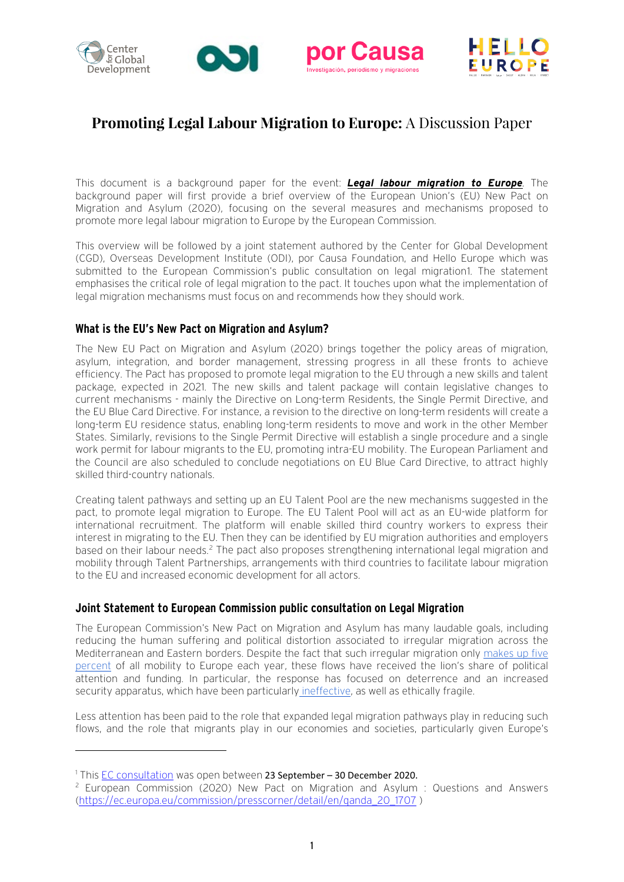# **Promoting Legal Labour Migration to Europe:** A Discussion Paper

This document is a background paper for the event: ***Legal labour migration to Europe***. The background paper will first provide a brief overview of the European Union's (EU) New Pact on Migration and Asylum (2020), focusing on the several measures and mechanisms proposed to promote more legal labour migration to Europe by the European Commission.

This overview will be followed by a joint statement authored by the Center for Global Development (CGD), Overseas Development Institute (ODI), por Causa Foundation, and Hello Europe which was submitted to the European Commission's public consultation on legal migration1. The statement emphasises the critical role of legal migration to the pact. It touches upon what the implementation of legal migration mechanisms must focus on and recommends how they should work.

## What is the EU's New Pact on Migration and Asylum?

The New EU Pact on Migration and Asylum (2020) brings together the policy areas of migration, asylum, integration, and border management, stressing progress in all these fronts to achieve efficiency. The Pact has proposed to promote legal migration to the EU through a new skills and talent package, expected in 2021. The new skills and talent package will contain legislative changes to current mechanisms - mainly the Directive on Long-term Residents, the Single Permit Directive, and the EU Blue Card Directive. For instance, a revision to the directive on long-term residents will create a long-term EU residence status, enabling long-term residents to move and work in the other Member States. Similarly, revisions to the Single Permit Directive will establish a single procedure and a single work permit for labour migrants to the EU, promoting intra-EU mobility. The European Parliament and the Council are also scheduled to conclude negotiations on EU Blue Card Directive, to attract highly skilled third-country nationals.

Creating talent pathways and setting up an EU Talent Pool are the new mechanisms suggested in the pact, to promote legal migration to Europe. The EU Talent Pool will act as an EU-wide platform for international recruitment. The platform will enable skilled third country workers to express their interest in migrating to the EU. Then they can be identified by EU migration authorities and employers based on their labour needs.[2] The pact also proposes strengthening international legal migration and mobility through Talent Partnerships, arrangements with third countries to facilitate labour migration to the EU and increased economic development for all actors.

## Joint Statement to European Commission public consultation on Legal Migration

The European Commission's New Pact on Migration and Asylum has many laudable goals, including reducing the human suffering and political distortion associated to irregular migration across the Mediterranean and Eastern borders. Despite the fact that such irregular migration only makes up five percent of all mobility to Europe each year, these flows have received the lion's share of political attention and funding. In particular, the response has focused on deterrence and an increased security apparatus, which have been particularly ineffective, as well as ethically fragile.

Less attention has been paid to the role that expanded legal migration pathways play in reducing such flows, and the role that migrants play in our economies and societies, particularly given Europe's

---

[1] This EC consultation was open between 23 September – 30 December 2020.

[2] European Commission (2020) New Pact on Migration and Asylum : Questions and Answers (https://ec.europa.eu/commission/presscorner/detail/en/qanda_20_1707 )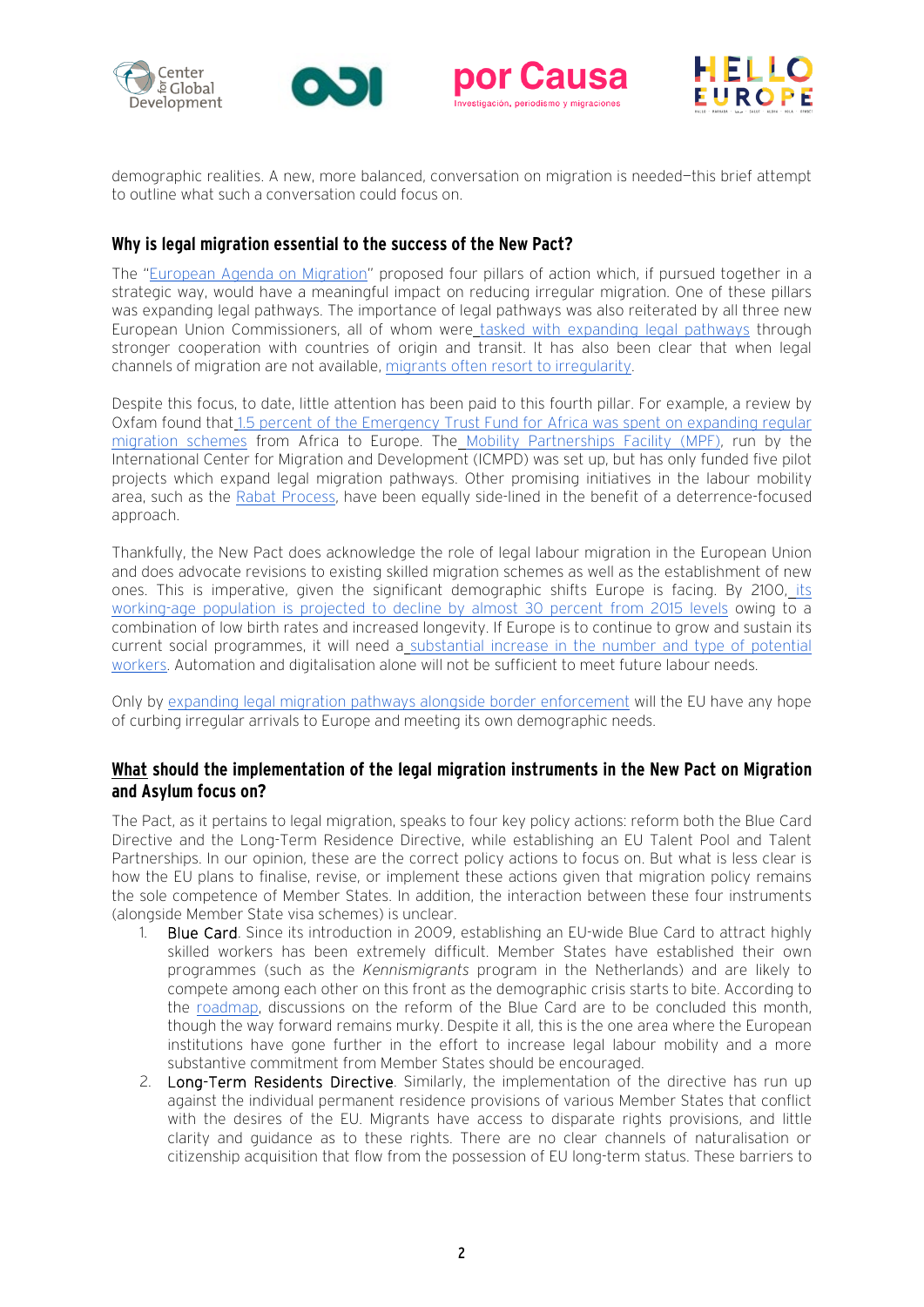demographic realities. A new, more balanced, conversation on migration is needed—this brief attempt to outline what such a conversation could focus on.

## Why is legal migration essential to the success of the New Pact?

The "European Agenda on Migration" proposed four pillars of action which, if pursued together in a strategic way, would have a meaningful impact on reducing irregular migration. One of these pillars was expanding legal pathways. The importance of legal pathways was also reiterated by all three new European Union Commissioners, all of whom were tasked with expanding legal pathways through stronger cooperation with countries of origin and transit. It has also been clear that when legal channels of migration are not available, migrants often resort to irregularity.

Despite this focus, to date, little attention has been paid to this fourth pillar. For example, a review by Oxfam found that 1.5 percent of the Emergency Trust Fund for Africa was spent on expanding regular migration schemes from Africa to Europe. The Mobility Partnerships Facility (MPF), run by the International Center for Migration and Development (ICMPD) was set up, but has only funded five pilot projects which expand legal migration pathways. Other promising initiatives in the labour mobility area, such as the Rabat Process, have been equally side-lined in the benefit of a deterrence-focused approach.

Thankfully, the New Pact does acknowledge the role of legal labour migration in the European Union and does advocate revisions to existing skilled migration schemes as well as the establishment of new ones. This is imperative, given the significant demographic shifts Europe is facing. By 2100, its working-age population is projected to decline by almost 30 percent from 2015 levels owing to a combination of low birth rates and increased longevity. If Europe is to continue to grow and sustain its current social programmes, it will need a substantial increase in the number and type of potential workers. Automation and digitalisation alone will not be sufficient to meet future labour needs.

Only by expanding legal migration pathways alongside border enforcement will the EU have any hope of curbing irregular arrivals to Europe and meeting its own demographic needs.

## What should the implementation of the legal migration instruments in the New Pact on Migration and Asylum focus on?

The Pact, as it pertains to legal migration, speaks to four key policy actions: reform both the Blue Card Directive and the Long-Term Residence Directive, while establishing an EU Talent Pool and Talent Partnerships. In our opinion, these are the correct policy actions to focus on. But what is less clear is how the EU plans to finalise, revise, or implement these actions given that migration policy remains the sole competence of Member States. In addition, the interaction between these four instruments (alongside Member State visa schemes) is unclear.

1. Blue Card. Since its introduction in 2009, establishing an EU-wide Blue Card to attract highly skilled workers has been extremely difficult. Member States have established their own programmes (such as the *Kennismigrants* program in the Netherlands) and are likely to compete among each other on this front as the demographic crisis starts to bite. According to the roadmap, discussions on the reform of the Blue Card are to be concluded this month, though the way forward remains murky. Despite it all, this is the one area where the European institutions have gone further in the effort to increase legal labour mobility and a more substantive commitment from Member States should be encouraged.
2. Long-Term Residents Directive. Similarly, the implementation of the directive has run up against the individual permanent residence provisions of various Member States that conflict with the desires of the EU. Migrants have access to disparate rights provisions, and little clarity and guidance as to these rights. There are no clear channels of naturalisation or citizenship acquisition that flow from the possession of EU long-term status. These barriers to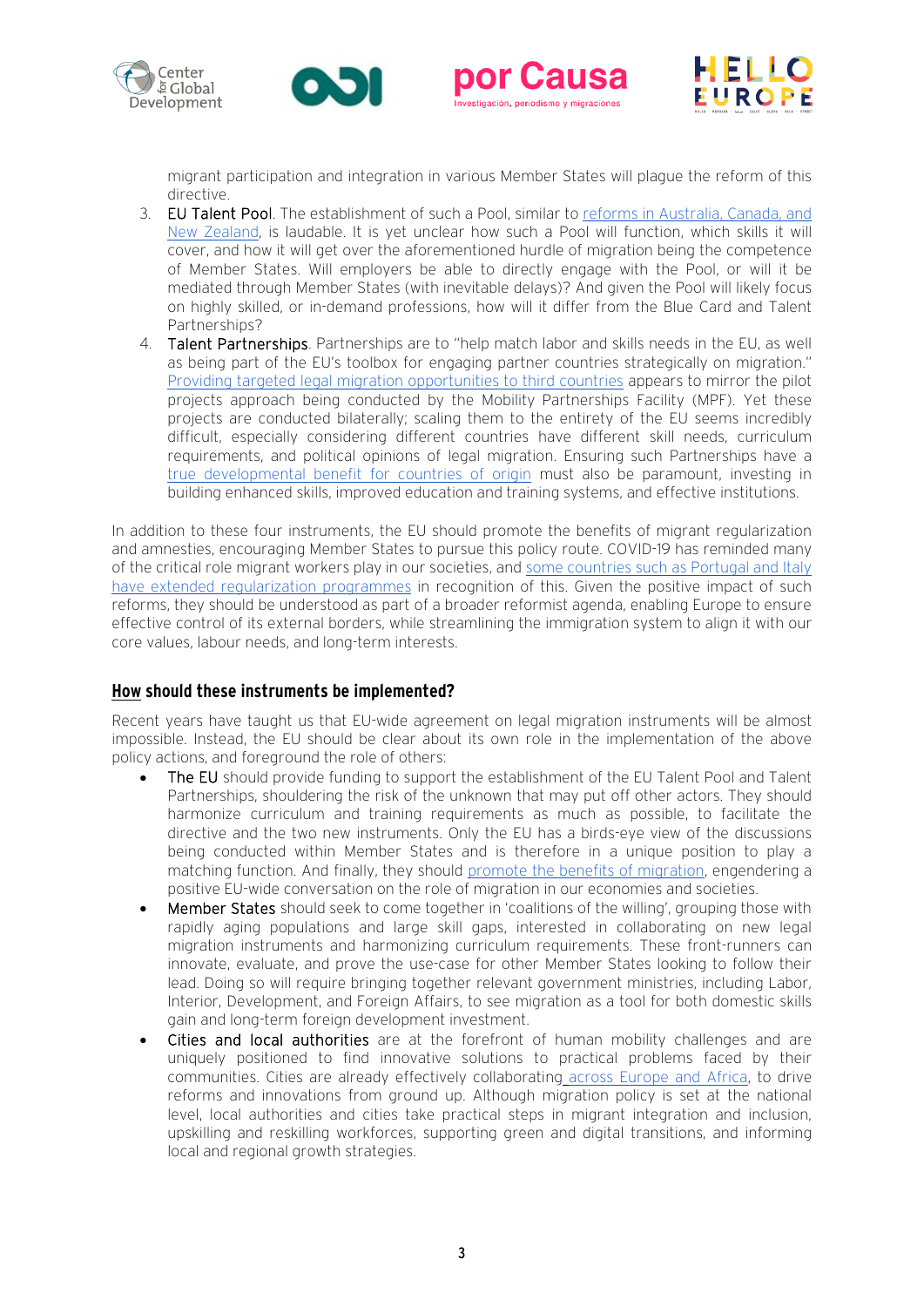migrant participation and integration in various Member States will plague the reform of this directive.

3. EU Talent Pool. The establishment of such a Pool, similar to reforms in Australia, Canada, and New Zealand, is laudable. It is yet unclear how such a Pool will function, which skills it will cover, and how it will get over the aforementioned hurdle of migration being the competence of Member States. Will employers be able to directly engage with the Pool, or will it be mediated through Member States (with inevitable delays)? And given the Pool will likely focus on highly skilled, or in-demand professions, how will it differ from the Blue Card and Talent Partnerships?
4. Talent Partnerships. Partnerships are to "help match labor and skills needs in the EU, as well as being part of the EU's toolbox for engaging partner countries strategically on migration." Providing targeted legal migration opportunities to third countries appears to mirror the pilot projects approach being conducted by the Mobility Partnerships Facility (MPF). Yet these projects are conducted bilaterally; scaling them to the entirety of the EU seems incredibly difficult, especially considering different countries have different skill needs, curriculum requirements, and political opinions of legal migration. Ensuring such Partnerships have a true developmental benefit for countries of origin must also be paramount, investing in building enhanced skills, improved education and training systems, and effective institutions.

In addition to these four instruments, the EU should promote the benefits of migrant regularization and amnesties, encouraging Member States to pursue this policy route. COVID-19 has reminded many of the critical role migrant workers play in our societies, and some countries such as Portugal and Italy have extended regularization programmes in recognition of this. Given the positive impact of such reforms, they should be understood as part of a broader reformist agenda, enabling Europe to ensure effective control of its external borders, while streamlining the immigration system to align it with our core values, labour needs, and long-term interests.

## How should these instruments be implemented?

Recent years have taught us that EU-wide agreement on legal migration instruments will be almost impossible. Instead, the EU should be clear about its own role in the implementation of the above policy actions, and foreground the role of others:

- The EU should provide funding to support the establishment of the EU Talent Pool and Talent Partnerships, shouldering the risk of the unknown that may put off other actors. They should harmonize curriculum and training requirements as much as possible, to facilitate the directive and the two new instruments. Only the EU has a birds-eye view of the discussions being conducted within Member States and is therefore in a unique position to play a matching function. And finally, they should promote the benefits of migration, engendering a positive EU-wide conversation on the role of migration in our economies and societies.
- Member States should seek to come together in 'coalitions of the willing', grouping those with rapidly aging populations and large skill gaps, interested in collaborating on new legal migration instruments and harmonizing curriculum requirements. These front-runners can innovate, evaluate, and prove the use-case for other Member States looking to follow their lead. Doing so will require bringing together relevant government ministries, including Labor, Interior, Development, and Foreign Affairs, to see migration as a tool for both domestic skills gain and long-term foreign development investment.
- Cities and local authorities are at the forefront of human mobility challenges and are uniquely positioned to find innovative solutions to practical problems faced by their communities. Cities are already effectively collaborating across Europe and Africa, to drive reforms and innovations from ground up. Although migration policy is set at the national level, local authorities and cities take practical steps in migrant integration and inclusion, upskilling and reskilling workforces, supporting green and digital transitions, and informing local and regional growth strategies.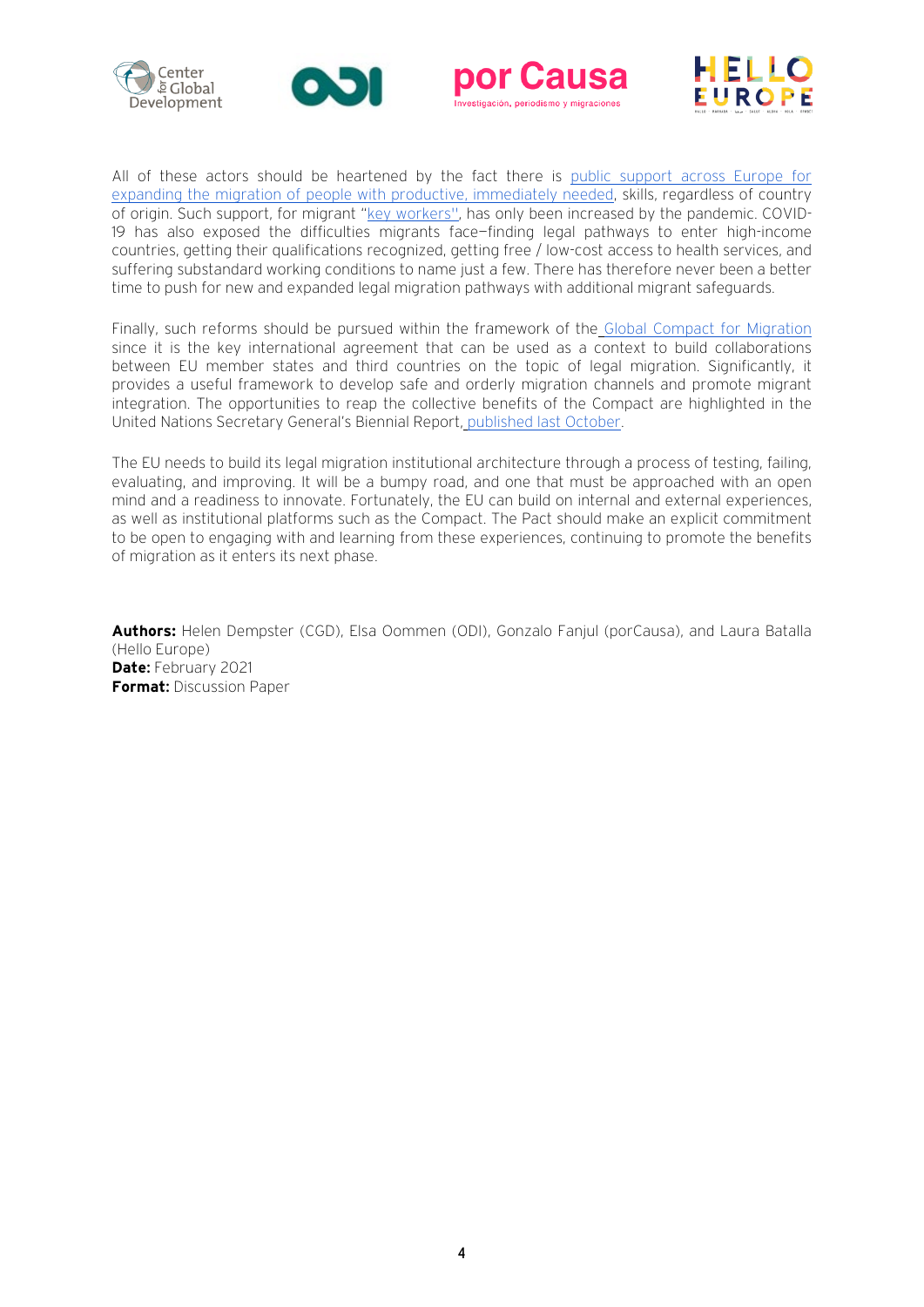All of these actors should be heartened by the fact there is public support across Europe for expanding the migration of people with productive, immediately needed, skills, regardless of country of origin. Such support, for migrant "key workers", has only been increased by the pandemic. COVID-19 has also exposed the difficulties migrants face–finding legal pathways to enter high-income countries, getting their qualifications recognized, getting free / low-cost access to health services, and suffering substandard working conditions to name just a few. There has therefore never been a better time to push for new and expanded legal migration pathways with additional migrant safeguards.

Finally, such reforms should be pursued within the framework of the Global Compact for Migration since it is the key international agreement that can be used as a context to build collaborations between EU member states and third countries on the topic of legal migration. Significantly, it provides a useful framework to develop safe and orderly migration channels and promote migrant integration. The opportunities to reap the collective benefits of the Compact are highlighted in the United Nations Secretary General's Biennial Report, published last October.

The EU needs to build its legal migration institutional architecture through a process of testing, failing, evaluating, and improving. It will be a bumpy road, and one that must be approached with an open mind and a readiness to innovate. Fortunately, the EU can build on internal and external experiences, as well as institutional platforms such as the Compact. The Pact should make an explicit commitment to be open to engaging with and learning from these experiences, continuing to promote the benefits of migration as it enters its next phase.

**Authors:** Helen Dempster (CGD), Elsa Oommen (ODI), Gonzalo Fanjul (porCausa), and Laura Batalla (Hello Europe)
**Date:** February 2021
**Format:** Discussion Paper